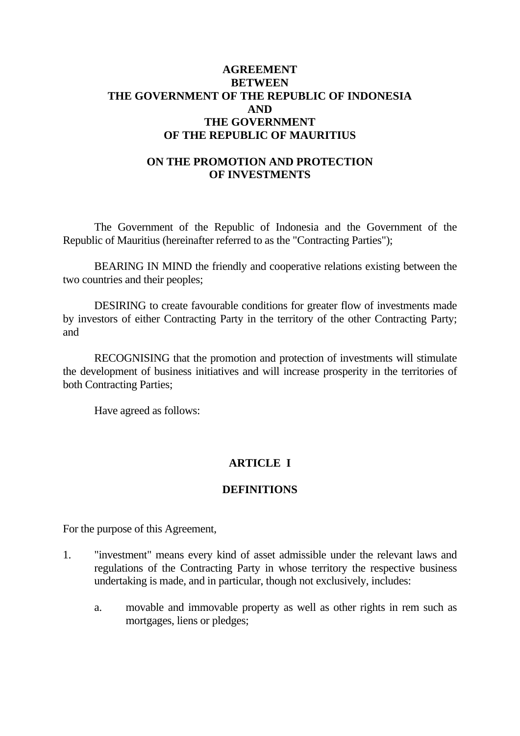# AGREEMENT BETWEEN THE GOVERNMENT OF THE REPUBLIC OF INDONESIA AND THE GOVERNMENT OF THE REPUBLIC OF MAURITIUS

## ON THE PROMOTION AND PROTECTION OF INVESTMENTS

The Government of the Republic of Indonesia and the Government of the Republic of Mauritius (hereinafter referred to as the "Contracting Parties");

BEARING IN MIND the friendly and cooperative relations existing between the two countries and their peoples;

DESIRING to create favourable conditions for greater flow of investments made by investors of either Contracting Party in the territory of the other Contracting Party; and

RECOGNISING that the promotion and protection of investments will stimulate the development of business initiatives and will increase prosperity in the territories of both Contracting Parties;

Have agreed as follows:

## ARTICLE I

## DEFINITIONS

For the purpose of this Agreement,

1. "investment" means every kind of asset admissible under the relevant laws and regulations of the Contracting Party in whose territory the respective business undertaking is made, and in particular, though not exclusively, includes:

   a. movable and immovable property as well as other rights in rem such as mortgages, liens or pledges;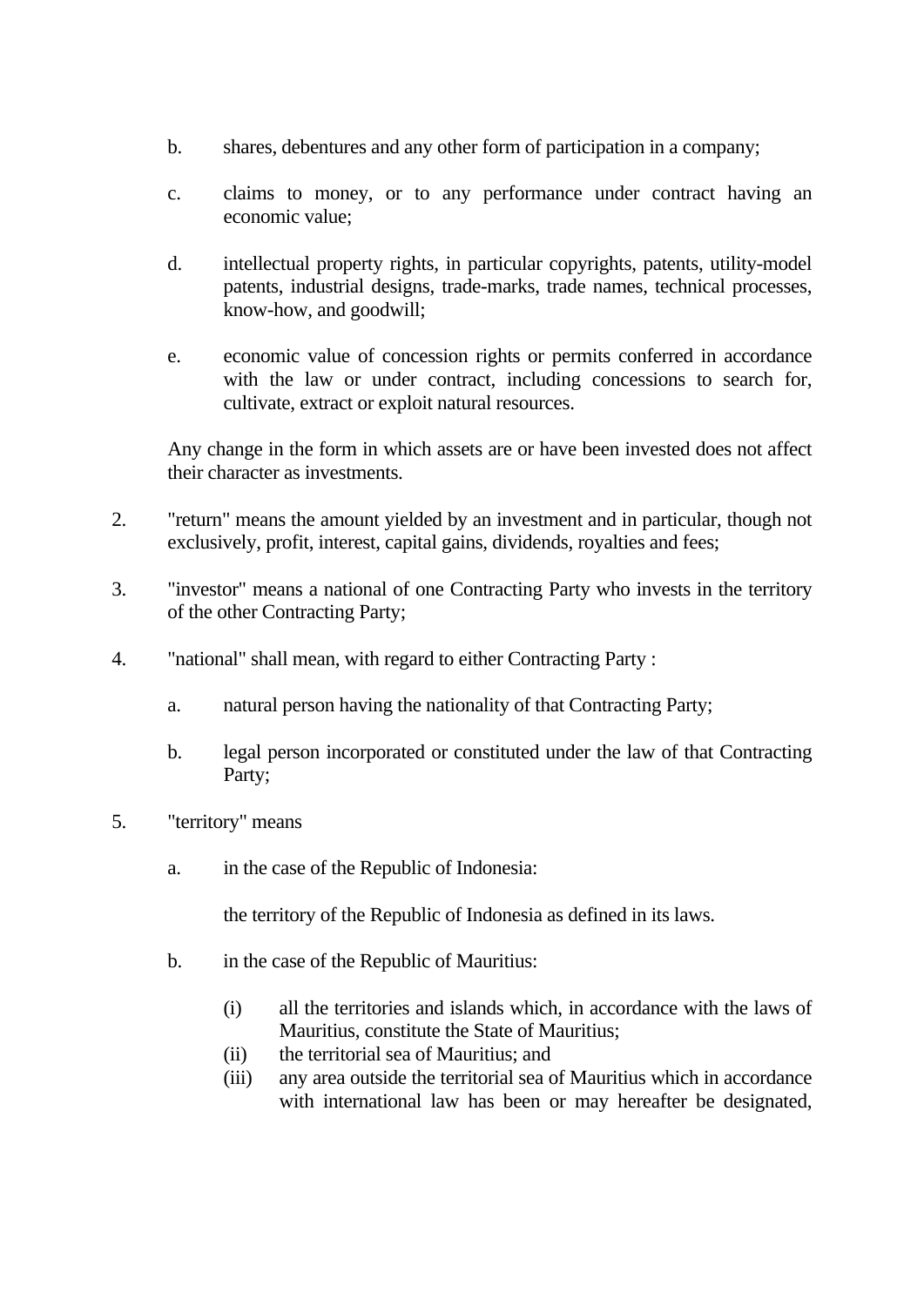b. shares, debentures and any other form of participation in a company;

   c. claims to money, or to any performance under contract having an economic value;

   d. intellectual property rights, in particular copyrights, patents, utility-model patents, industrial designs, trade-marks, trade names, technical processes, know-how, and goodwill;

   e. economic value of concession rights or permits conferred in accordance with the law or under contract, including concessions to search for, cultivate, extract or exploit natural resources.

   Any change in the form in which assets are or have been invested does not affect their character as investments.

2. "return" means the amount yielded by an investment and in particular, though not exclusively, profit, interest, capital gains, dividends, royalties and fees;

3. "investor" means a national of one Contracting Party who invests in the territory of the other Contracting Party;

4. "national" shall mean, with regard to either Contracting Party :

   a. natural person having the nationality of that Contracting Party;

   b. legal person incorporated or constituted under the law of that Contracting Party;

5. "territory" means

   a. in the case of the Republic of Indonesia:

      the territory of the Republic of Indonesia as defined in its laws.

   b. in the case of the Republic of Mauritius:

      (i) all the territories and islands which, in accordance with the laws of Mauritius, constitute the State of Mauritius;
      (ii) the territorial sea of Mauritius; and
      (iii) any area outside the territorial sea of Mauritius which in accordance with international law has been or may hereafter be designated,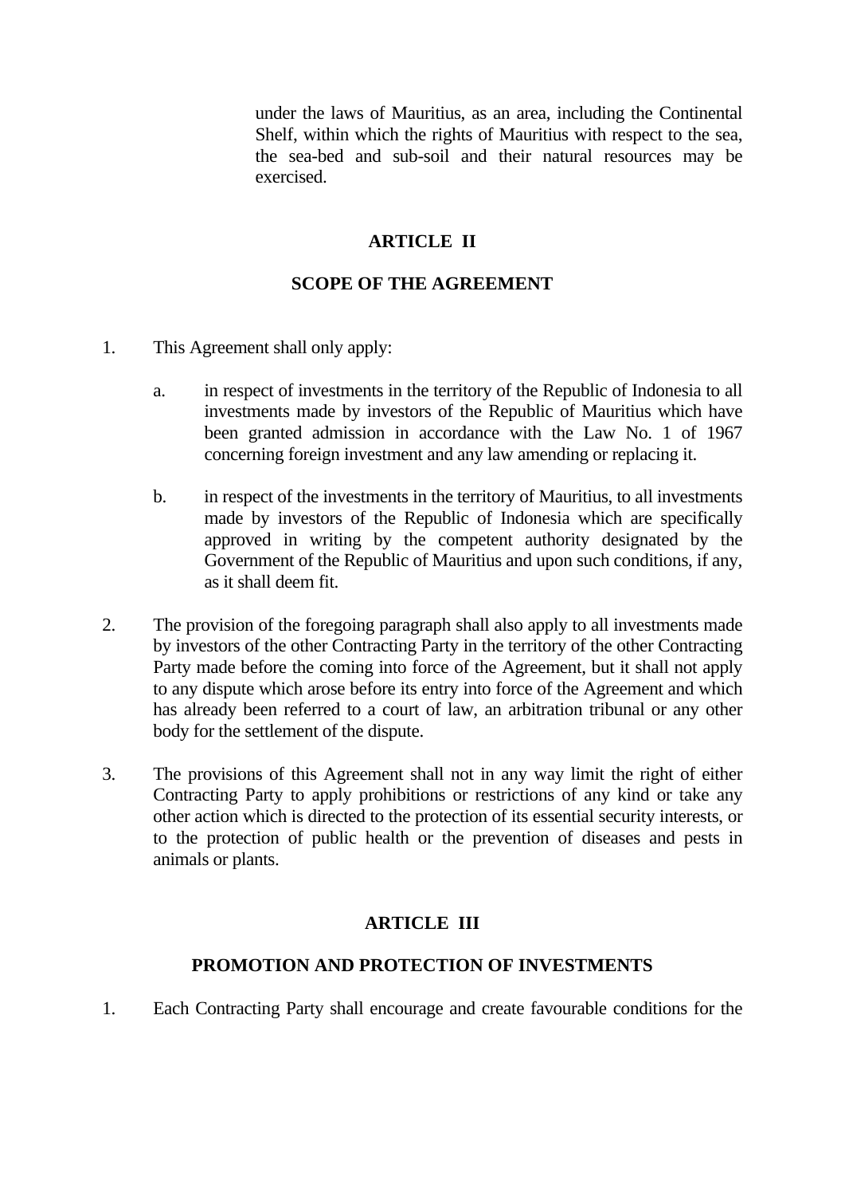under the laws of Mauritius, as an area, including the Continental Shelf, within which the rights of Mauritius with respect to the sea, the sea-bed and sub-soil and their natural resources may be exercised.

## ARTICLE II

## SCOPE OF THE AGREEMENT

1. This Agreement shall only apply:

   a. in respect of investments in the territory of the Republic of Indonesia to all investments made by investors of the Republic of Mauritius which have been granted admission in accordance with the Law No. 1 of 1967 concerning foreign investment and any law amending or replacing it.

   b. in respect of the investments in the territory of Mauritius, to all investments made by investors of the Republic of Indonesia which are specifically approved in writing by the competent authority designated by the Government of the Republic of Mauritius and upon such conditions, if any, as it shall deem fit.

2. The provision of the foregoing paragraph shall also apply to all investments made by investors of the other Contracting Party in the territory of the other Contracting Party made before the coming into force of the Agreement, but it shall not apply to any dispute which arose before its entry into force of the Agreement and which has already been referred to a court of law, an arbitration tribunal or any other body for the settlement of the dispute.

3. The provisions of this Agreement shall not in any way limit the right of either Contracting Party to apply prohibitions or restrictions of any kind or take any other action which is directed to the protection of its essential security interests, or to the protection of public health or the prevention of diseases and pests in animals or plants.

## ARTICLE III

## PROMOTION AND PROTECTION OF INVESTMENTS

1. Each Contracting Party shall encourage and create favourable conditions for the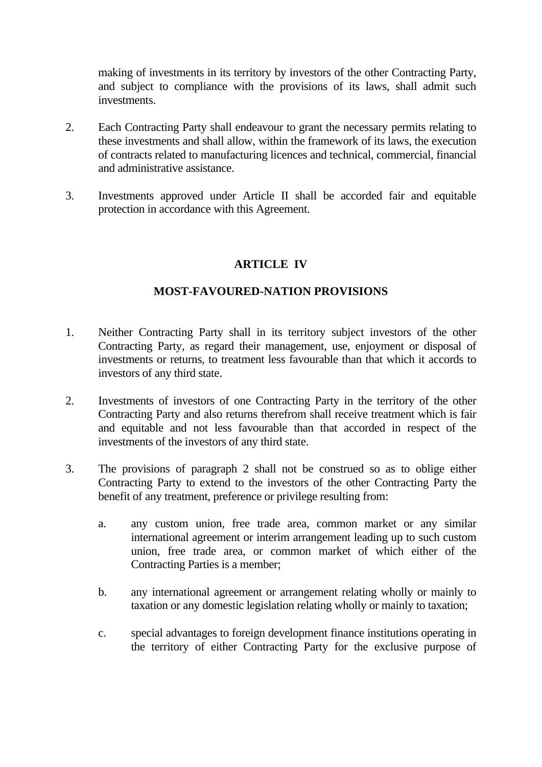making of investments in its territory by investors of the other Contracting Party, and subject to compliance with the provisions of its laws, shall admit such investments.

2. Each Contracting Party shall endeavour to grant the necessary permits relating to these investments and shall allow, within the framework of its laws, the execution of contracts related to manufacturing licences and technical, commercial, financial and administrative assistance.

3. Investments approved under Article II shall be accorded fair and equitable protection in accordance with this Agreement.

## ARTICLE IV

## MOST-FAVOURED-NATION PROVISIONS

1. Neither Contracting Party shall in its territory subject investors of the other Contracting Party, as regard their management, use, enjoyment or disposal of investments or returns, to treatment less favourable than that which it accords to investors of any third state.

2. Investments of investors of one Contracting Party in the territory of the other Contracting Party and also returns therefrom shall receive treatment which is fair and equitable and not less favourable than that accorded in respect of the investments of the investors of any third state.

3. The provisions of paragraph 2 shall not be construed so as to oblige either Contracting Party to extend to the investors of the other Contracting Party the benefit of any treatment, preference or privilege resulting from:

   a. any custom union, free trade area, common market or any similar international agreement or interim arrangement leading up to such custom union, free trade area, or common market of which either of the Contracting Parties is a member;

   b. any international agreement or arrangement relating wholly or mainly to taxation or any domestic legislation relating wholly or mainly to taxation;

   c. special advantages to foreign development finance institutions operating in the territory of either Contracting Party for the exclusive purpose of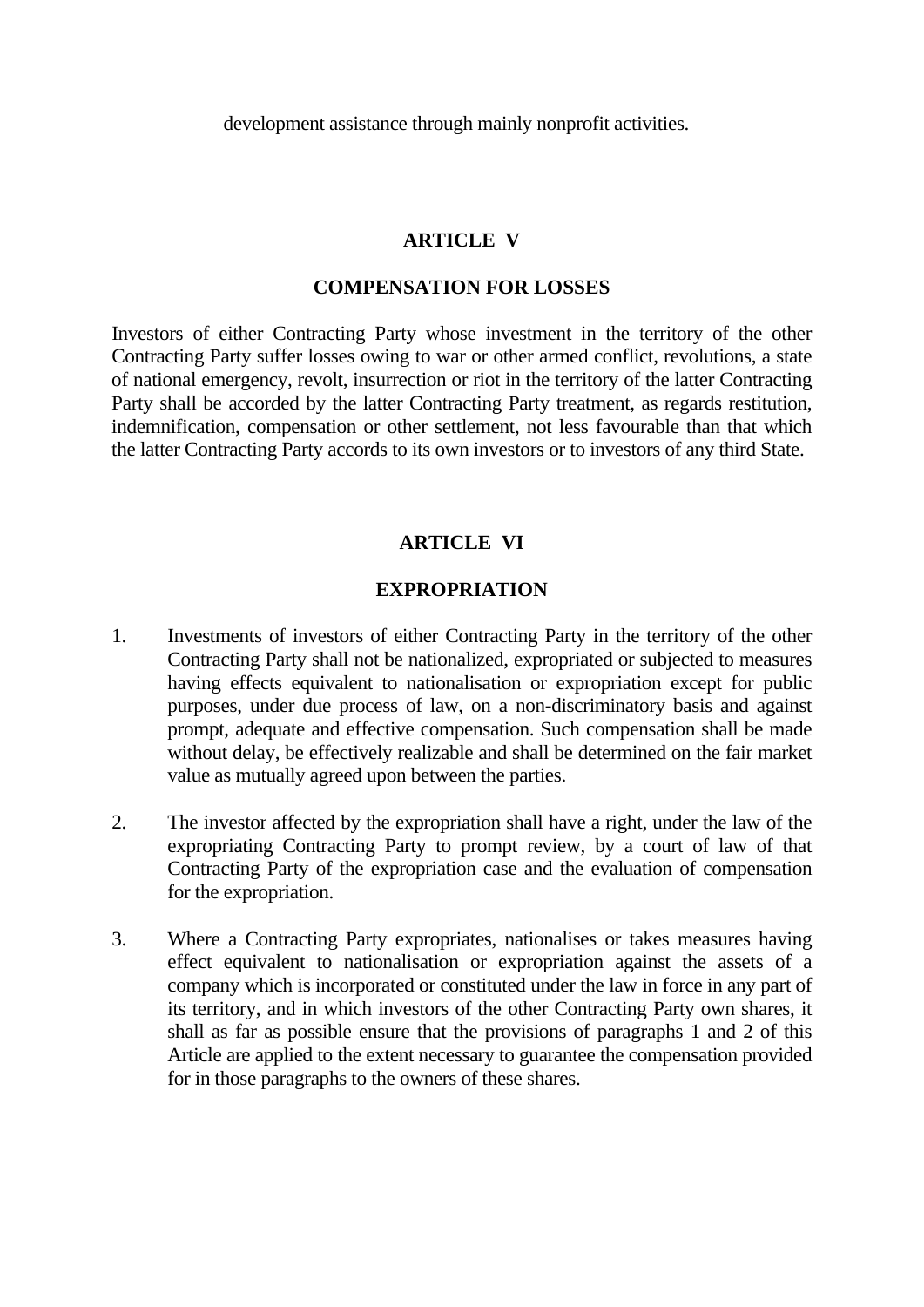development assistance through mainly nonprofit activities.

## ARTICLE V

## COMPENSATION FOR LOSSES

Investors of either Contracting Party whose investment in the territory of the other Contracting Party suffer losses owing to war or other armed conflict, revolutions, a state of national emergency, revolt, insurrection or riot in the territory of the latter Contracting Party shall be accorded by the latter Contracting Party treatment, as regards restitution, indemnification, compensation or other settlement, not less favourable than that which the latter Contracting Party accords to its own investors or to investors of any third State.

## ARTICLE VI

## EXPROPRIATION

1. Investments of investors of either Contracting Party in the territory of the other Contracting Party shall not be nationalized, expropriated or subjected to measures having effects equivalent to nationalisation or expropriation except for public purposes, under due process of law, on a non-discriminatory basis and against prompt, adequate and effective compensation. Such compensation shall be made without delay, be effectively realizable and shall be determined on the fair market value as mutually agreed upon between the parties.

2. The investor affected by the expropriation shall have a right, under the law of the expropriating Contracting Party to prompt review, by a court of law of that Contracting Party of the expropriation case and the evaluation of compensation for the expropriation.

3. Where a Contracting Party expropriates, nationalises or takes measures having effect equivalent to nationalisation or expropriation against the assets of a company which is incorporated or constituted under the law in force in any part of its territory, and in which investors of the other Contracting Party own shares, it shall as far as possible ensure that the provisions of paragraphs 1 and 2 of this Article are applied to the extent necessary to guarantee the compensation provided for in those paragraphs to the owners of these shares.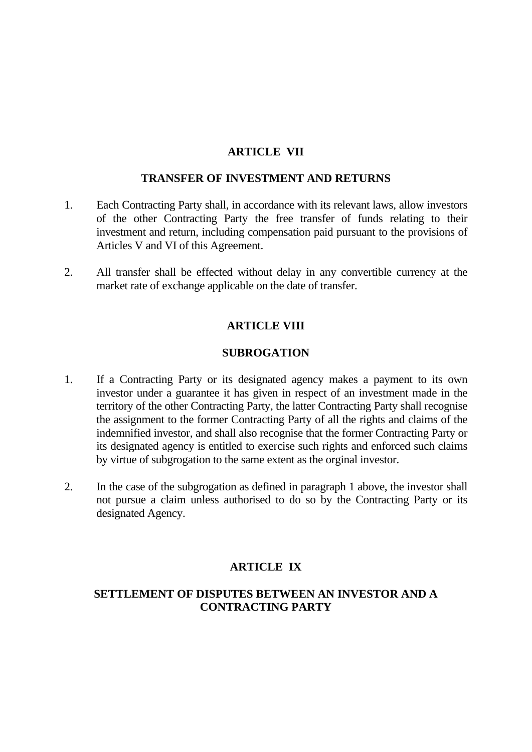## ARTICLE VII

## TRANSFER OF INVESTMENT AND RETURNS

1. Each Contracting Party shall, in accordance with its relevant laws, allow investors of the other Contracting Party the free transfer of funds relating to their investment and return, including compensation paid pursuant to the provisions of Articles V and VI of this Agreement.

2. All transfer shall be effected without delay in any convertible currency at the market rate of exchange applicable on the date of transfer.

## ARTICLE VIII

## SUBROGATION

1. If a Contracting Party or its designated agency makes a payment to its own investor under a guarantee it has given in respect of an investment made in the territory of the other Contracting Party, the latter Contracting Party shall recognise the assignment to the former Contracting Party of all the rights and claims of the indemnified investor, and shall also recognise that the former Contracting Party or its designated agency is entitled to exercise such rights and enforced such claims by virtue of subgrogation to the same extent as the orginal investor.

2. In the case of the subgrogation as defined in paragraph 1 above, the investor shall not pursue a claim unless authorised to do so by the Contracting Party or its designated Agency.

## ARTICLE IX

## SETTLEMENT OF DISPUTES BETWEEN AN INVESTOR AND A CONTRACTING PARTY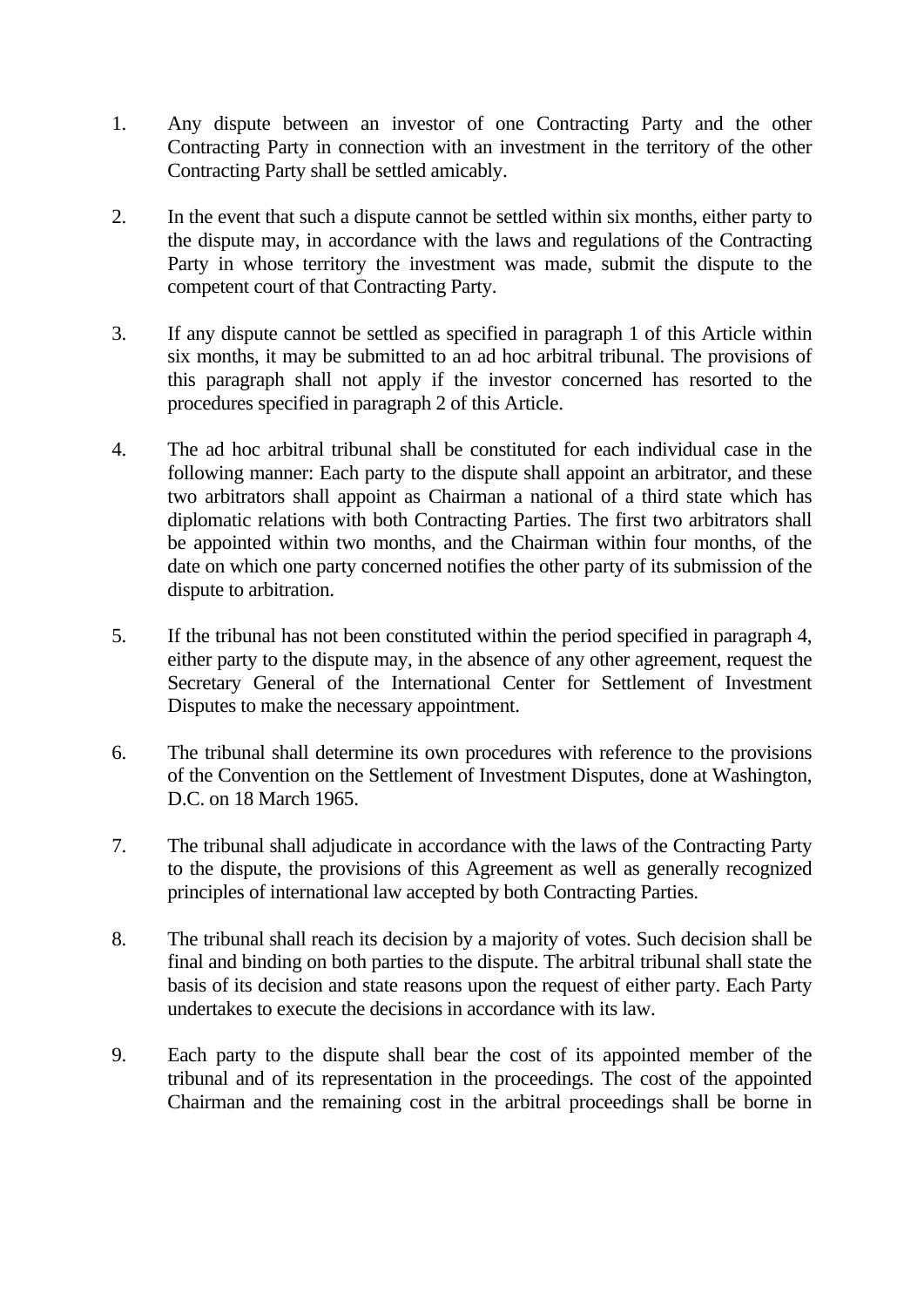1. Any dispute between an investor of one Contracting Party and the other Contracting Party in connection with an investment in the territory of the other Contracting Party shall be settled amicably.

2. In the event that such a dispute cannot be settled within six months, either party to the dispute may, in accordance with the laws and regulations of the Contracting Party in whose territory the investment was made, submit the dispute to the competent court of that Contracting Party.

3. If any dispute cannot be settled as specified in paragraph 1 of this Article within six months, it may be submitted to an ad hoc arbitral tribunal. The provisions of this paragraph shall not apply if the investor concerned has resorted to the procedures specified in paragraph 2 of this Article.

4. The ad hoc arbitral tribunal shall be constituted for each individual case in the following manner: Each party to the dispute shall appoint an arbitrator, and these two arbitrators shall appoint as Chairman a national of a third state which has diplomatic relations with both Contracting Parties. The first two arbitrators shall be appointed within two months, and the Chairman within four months, of the date on which one party concerned notifies the other party of its submission of the dispute to arbitration.

5. If the tribunal has not been constituted within the period specified in paragraph 4, either party to the dispute may, in the absence of any other agreement, request the Secretary General of the International Center for Settlement of Investment Disputes to make the necessary appointment.

6. The tribunal shall determine its own procedures with reference to the provisions of the Convention on the Settlement of Investment Disputes, done at Washington, D.C. on 18 March 1965.

7. The tribunal shall adjudicate in accordance with the laws of the Contracting Party to the dispute, the provisions of this Agreement as well as generally recognized principles of international law accepted by both Contracting Parties.

8. The tribunal shall reach its decision by a majority of votes. Such decision shall be final and binding on both parties to the dispute. The arbitral tribunal shall state the basis of its decision and state reasons upon the request of either party. Each Party undertakes to execute the decisions in accordance with its law.

9. Each party to the dispute shall bear the cost of its appointed member of the tribunal and of its representation in the proceedings. The cost of the appointed Chairman and the remaining cost in the arbitral proceedings shall be borne in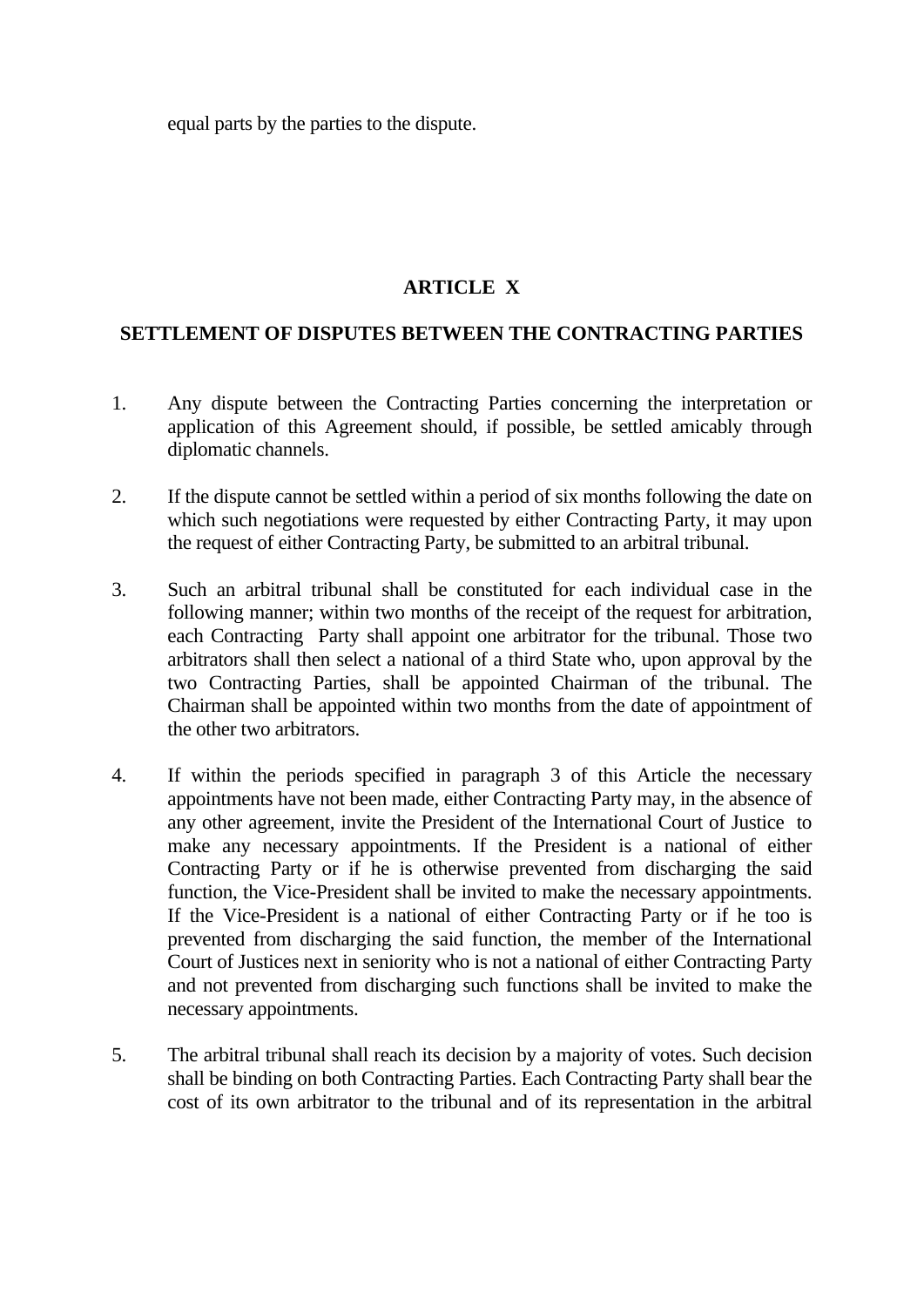equal parts by the parties to the dispute.

## ARTICLE X

## SETTLEMENT OF DISPUTES BETWEEN THE CONTRACTING PARTIES

1. Any dispute between the Contracting Parties concerning the interpretation or application of this Agreement should, if possible, be settled amicably through diplomatic channels.

2. If the dispute cannot be settled within a period of six months following the date on which such negotiations were requested by either Contracting Party, it may upon the request of either Contracting Party, be submitted to an arbitral tribunal.

3. Such an arbitral tribunal shall be constituted for each individual case in the following manner; within two months of the receipt of the request for arbitration, each Contracting Party shall appoint one arbitrator for the tribunal. Those two arbitrators shall then select a national of a third State who, upon approval by the two Contracting Parties, shall be appointed Chairman of the tribunal. The Chairman shall be appointed within two months from the date of appointment of the other two arbitrators.

4. If within the periods specified in paragraph 3 of this Article the necessary appointments have not been made, either Contracting Party may, in the absence of any other agreement, invite the President of the International Court of Justice to make any necessary appointments. If the President is a national of either Contracting Party or if he is otherwise prevented from discharging the said function, the Vice-President shall be invited to make the necessary appointments. If the Vice-President is a national of either Contracting Party or if he too is prevented from discharging the said function, the member of the International Court of Justices next in seniority who is not a national of either Contracting Party and not prevented from discharging such functions shall be invited to make the necessary appointments.

5. The arbitral tribunal shall reach its decision by a majority of votes. Such decision shall be binding on both Contracting Parties. Each Contracting Party shall bear the cost of its own arbitrator to the tribunal and of its representation in the arbitral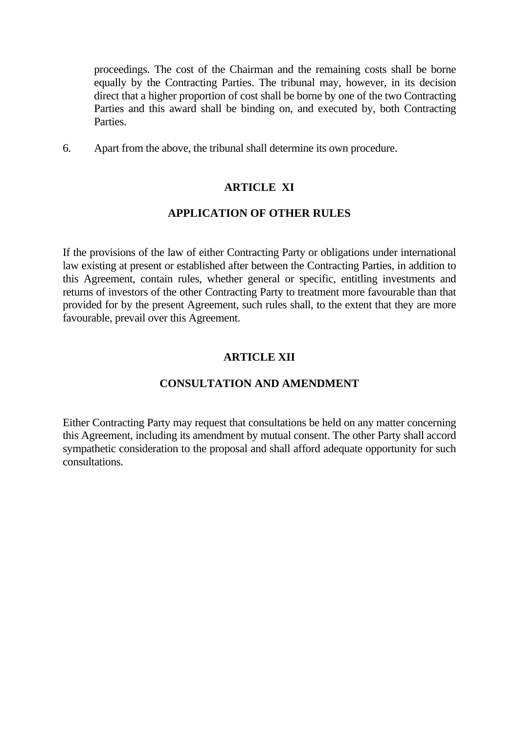proceedings. The cost of the Chairman and the remaining costs shall be borne equally by the Contracting Parties. The tribunal may, however, in its decision direct that a higher proportion of cost shall be borne by one of the two Contracting Parties and this award shall be binding on, and executed by, both Contracting Parties.

6. Apart from the above, the tribunal shall determine its own procedure.

## ARTICLE XI

## APPLICATION OF OTHER RULES

If the provisions of the law of either Contracting Party or obligations under international law existing at present or established after between the Contracting Parties, in addition to this Agreement, contain rules, whether general or specific, entitling investments and returns of investors of the other Contracting Party to treatment more favourable than that provided for by the present Agreement, such rules shall, to the extent that they are more favourable, prevail over this Agreement.

## ARTICLE XII

## CONSULTATION AND AMENDMENT

Either Contracting Party may request that consultations be held on any matter concerning this Agreement, including its amendment by mutual consent. The other Party shall accord sympathetic consideration to the proposal and shall afford adequate opportunity for such consultations.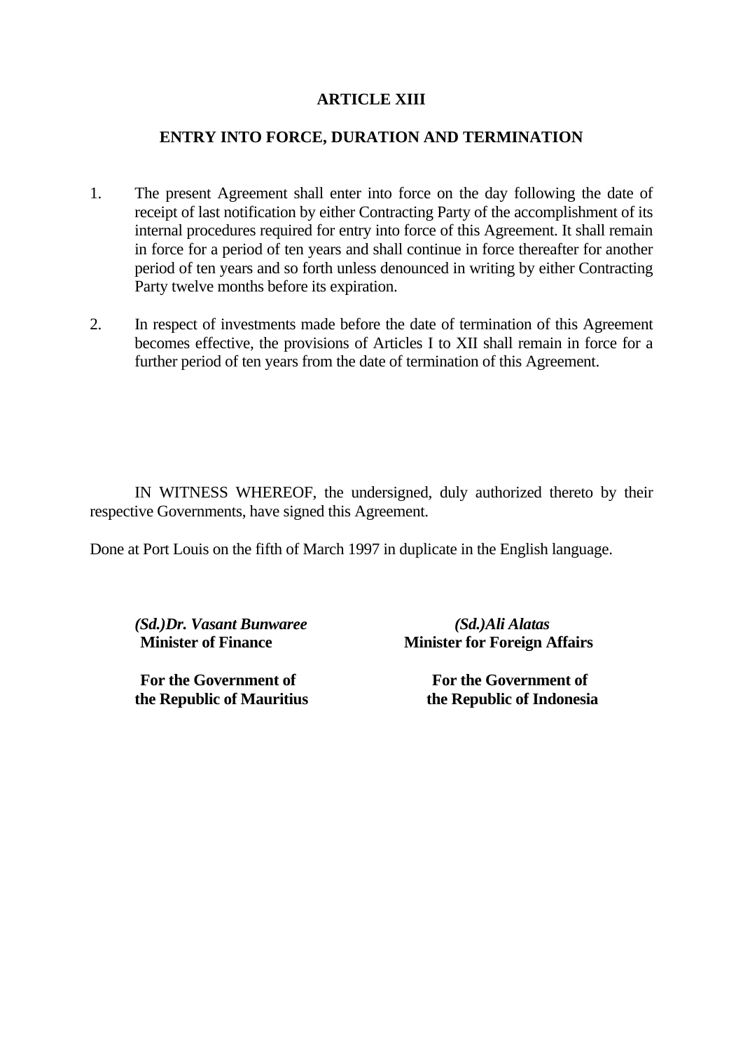**ARTICLE XIII**

**ENTRY INTO FORCE, DURATION AND TERMINATION**

1. The present Agreement shall enter into force on the day following the date of receipt of last notification by either Contracting Party of the accomplishment of its internal procedures required for entry into force of this Agreement. It shall remain in force for a period of ten years and shall continue in force thereafter for another period of ten years and so forth unless denounced in writing by either Contracting Party twelve months before its expiration.

2. In respect of investments made before the date of termination of this Agreement becomes effective, the provisions of Articles I to XII shall remain in force for a further period of ten years from the date of termination of this Agreement.

IN WITNESS WHEREOF, the undersigned, duly authorized thereto by their respective Governments, have signed this Agreement.

Done at Port Louis on the fifth of March 1997 in duplicate in the English language.

| | |
|---|---|
| ***(Sd.)Dr. Vasant Bunwaree*** | ***(Sd.)Ali Alatas*** |
| **Minister of Finance** | **Minister for Foreign Affairs** |
| **For the Government of the Republic of Mauritius** | **For the Government of the Republic of Indonesia** |